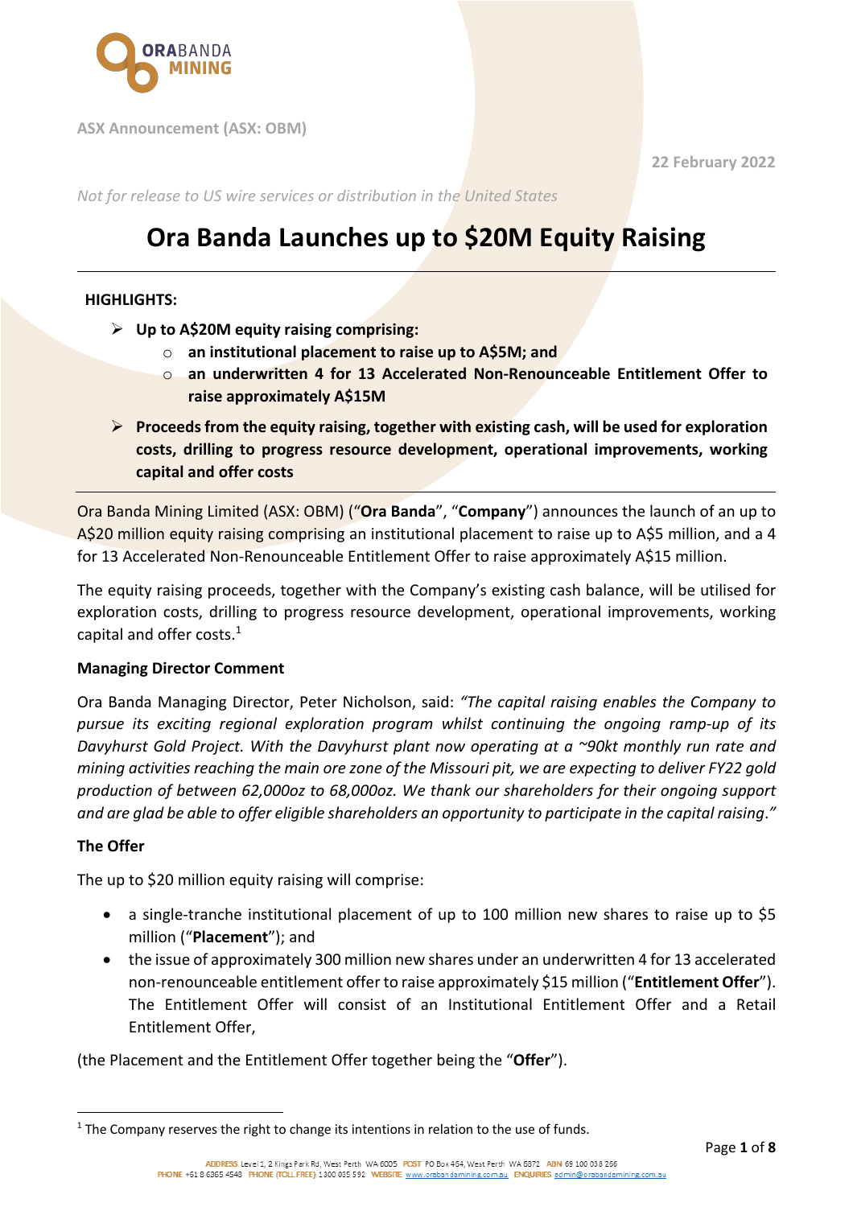ASX Announcement (ASX: OBM)

22 February 2022

*Not for release to US wire services or distribution in the United States*

# Ora Banda Launches up to $20M Equity Raising

**HIGHLIGHTS:**

- **Up to A$20M equity raising comprising:**
  - **an institutional placement to raise up to A$5M; and**
  - **an underwritten 4 for 13 Accelerated Non-Renounceable Entitlement Offer to raise approximately A$15M**
- **Proceeds from the equity raising, together with existing cash, will be used for exploration costs, drilling to progress resource development, operational improvements, working capital and offer costs**

Ora Banda Mining Limited (ASX: OBM) ("**Ora Banda**", "**Company**") announces the launch of an up to A$20 million equity raising comprising an institutional placement to raise up to A$5 million, and a 4 for 13 Accelerated Non-Renounceable Entitlement Offer to raise approximately A$15 million.

The equity raising proceeds, together with the Company's existing cash balance, will be utilised for exploration costs, drilling to progress resource development, operational improvements, working capital and offer costs.[1]

**Managing Director Comment**

Ora Banda Managing Director, Peter Nicholson, said: *"The capital raising enables the Company to pursue its exciting regional exploration program whilst continuing the ongoing ramp-up of its Davyhurst Gold Project. With the Davyhurst plant now operating at a ~90kt monthly run rate and mining activities reaching the main ore zone of the Missouri pit, we are expecting to deliver FY22 gold production of between 62,000oz to 68,000oz. We thank our shareholders for their ongoing support and are glad be able to offer eligible shareholders an opportunity to participate in the capital raising."*

**The Offer**

The up to $20 million equity raising will comprise:

- a single-tranche institutional placement of up to 100 million new shares to raise up to $5 million ("**Placement**"); and
- the issue of approximately 300 million new shares under an underwritten 4 for 13 accelerated non-renounceable entitlement offer to raise approximately $15 million ("**Entitlement Offer**"). The Entitlement Offer will consist of an Institutional Entitlement Offer and a Retail Entitlement Offer,

(the Placement and the Entitlement Offer together being the "**Offer**").

[1] The Company reserves the right to change its intentions in relation to the use of funds.

ADDRESS Level 1, 2 Kings Park Rd, West Perth WA 6005 POST PO Box 454, West Perth WA 6872 ABN 69 100 038 266
PHONE +61 8 6365 4548 PHONE (TOLL FREE) 1300 035 592 WEBSITE www.orabandamining.com.au ENQUIRIES admin@orabandamining.com.au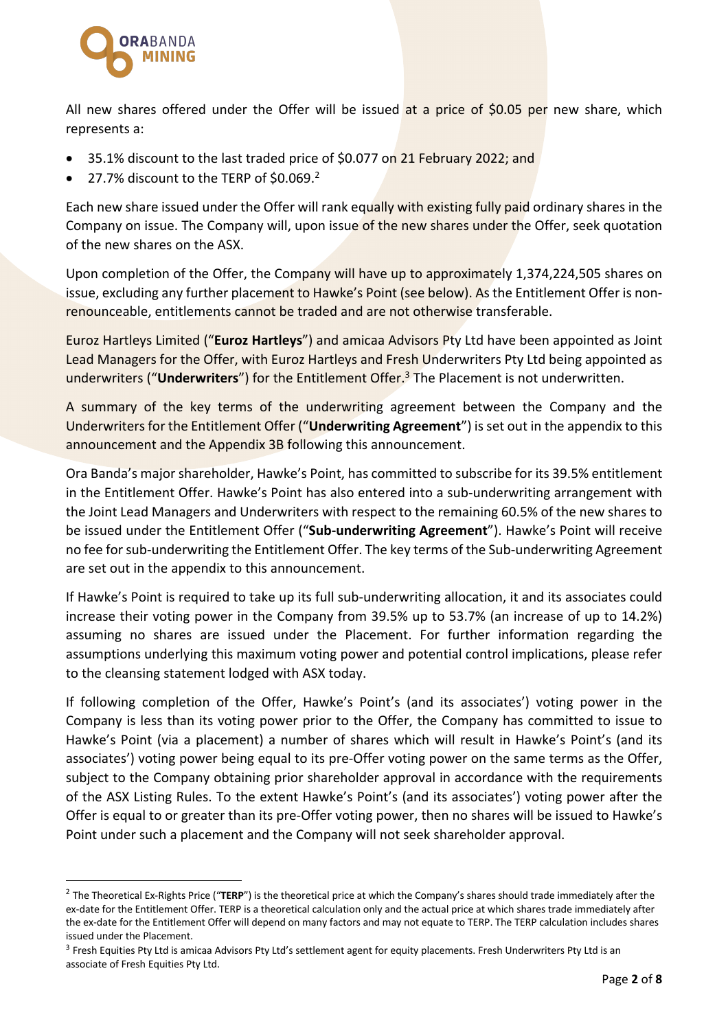All new shares offered under the Offer will be issued at a price of $0.05 per new share, which represents a:

- 35.1% discount to the last traded price of $0.077 on 21 February 2022; and
- 27.7% discount to the TERP of $0.069.[2]

Each new share issued under the Offer will rank equally with existing fully paid ordinary shares in the Company on issue. The Company will, upon issue of the new shares under the Offer, seek quotation of the new shares on the ASX.

Upon completion of the Offer, the Company will have up to approximately 1,374,224,505 shares on issue, excluding any further placement to Hawke's Point (see below). As the Entitlement Offer is non-renounceable, entitlements cannot be traded and are not otherwise transferable.

Euroz Hartleys Limited ("**Euroz Hartleys**") and amicaa Advisors Pty Ltd have been appointed as Joint Lead Managers for the Offer, with Euroz Hartleys and Fresh Underwriters Pty Ltd being appointed as underwriters ("**Underwriters**") for the Entitlement Offer.[3] The Placement is not underwritten.

A summary of the key terms of the underwriting agreement between the Company and the Underwriters for the Entitlement Offer ("**Underwriting Agreement**") is set out in the appendix to this announcement and the Appendix 3B following this announcement.

Ora Banda's major shareholder, Hawke's Point, has committed to subscribe for its 39.5% entitlement in the Entitlement Offer. Hawke's Point has also entered into a sub-underwriting arrangement with the Joint Lead Managers and Underwriters with respect to the remaining 60.5% of the new shares to be issued under the Entitlement Offer ("**Sub-underwriting Agreement**"). Hawke's Point will receive no fee for sub-underwriting the Entitlement Offer. The key terms of the Sub-underwriting Agreement are set out in the appendix to this announcement.

If Hawke's Point is required to take up its full sub-underwriting allocation, it and its associates could increase their voting power in the Company from 39.5% up to 53.7% (an increase of up to 14.2%) assuming no shares are issued under the Placement. For further information regarding the assumptions underlying this maximum voting power and potential control implications, please refer to the cleansing statement lodged with ASX today.

If following completion of the Offer, Hawke's Point's (and its associates') voting power in the Company is less than its voting power prior to the Offer, the Company has committed to issue to Hawke's Point (via a placement) a number of shares which will result in Hawke's Point's (and its associates') voting power being equal to its pre-Offer voting power on the same terms as the Offer, subject to the Company obtaining prior shareholder approval in accordance with the requirements of the ASX Listing Rules. To the extent Hawke's Point's (and its associates') voting power after the Offer is equal to or greater than its pre-Offer voting power, then no shares will be issued to Hawke's Point under such a placement and the Company will not seek shareholder approval.

[2] The Theoretical Ex-Rights Price ("**TERP**") is the theoretical price at which the Company's shares should trade immediately after the ex-date for the Entitlement Offer. TERP is a theoretical calculation only and the actual price at which shares trade immediately after the ex-date for the Entitlement Offer will depend on many factors and may not equate to TERP. The TERP calculation includes shares issued under the Placement.

[3] Fresh Equities Pty Ltd is amicaa Advisors Pty Ltd's settlement agent for equity placements. Fresh Underwriters Pty Ltd is an associate of Fresh Equities Pty Ltd.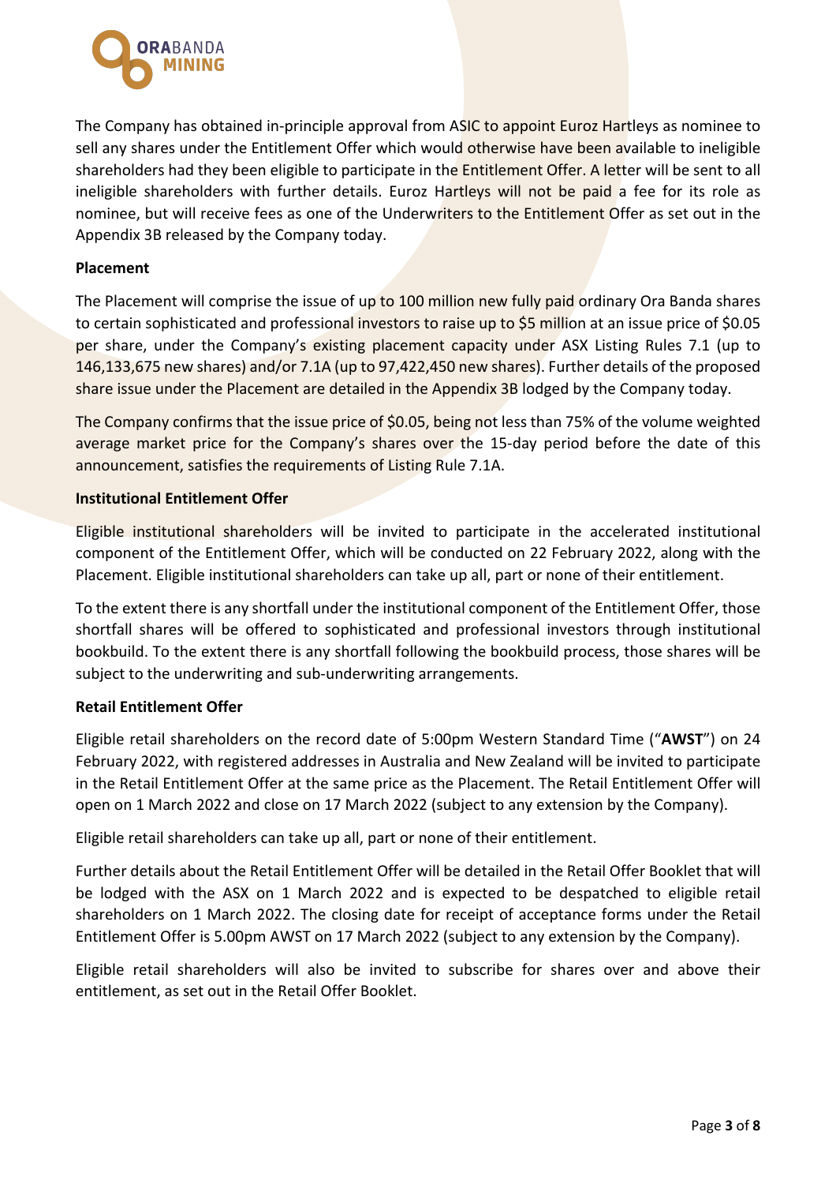The Company has obtained in-principle approval from ASIC to appoint Euroz Hartleys as nominee to sell any shares under the Entitlement Offer which would otherwise have been available to ineligible shareholders had they been eligible to participate in the Entitlement Offer. A letter will be sent to all ineligible shareholders with further details. Euroz Hartleys will not be paid a fee for its role as nominee, but will receive fees as one of the Underwriters to the Entitlement Offer as set out in the Appendix 3B released by the Company today.

**Placement**

The Placement will comprise the issue of up to 100 million new fully paid ordinary Ora Banda shares to certain sophisticated and professional investors to raise up to $5 million at an issue price of $0.05 per share, under the Company's existing placement capacity under ASX Listing Rules 7.1 (up to 146,133,675 new shares) and/or 7.1A (up to 97,422,450 new shares). Further details of the proposed share issue under the Placement are detailed in the Appendix 3B lodged by the Company today.

The Company confirms that the issue price of $0.05, being not less than 75% of the volume weighted average market price for the Company's shares over the 15-day period before the date of this announcement, satisfies the requirements of Listing Rule 7.1A.

**Institutional Entitlement Offer**

Eligible institutional shareholders will be invited to participate in the accelerated institutional component of the Entitlement Offer, which will be conducted on 22 February 2022, along with the Placement. Eligible institutional shareholders can take up all, part or none of their entitlement.

To the extent there is any shortfall under the institutional component of the Entitlement Offer, those shortfall shares will be offered to sophisticated and professional investors through institutional bookbuild. To the extent there is any shortfall following the bookbuild process, those shares will be subject to the underwriting and sub-underwriting arrangements.

**Retail Entitlement Offer**

Eligible retail shareholders on the record date of 5:00pm Western Standard Time ("**AWST**") on 24 February 2022, with registered addresses in Australia and New Zealand will be invited to participate in the Retail Entitlement Offer at the same price as the Placement. The Retail Entitlement Offer will open on 1 March 2022 and close on 17 March 2022 (subject to any extension by the Company).

Eligible retail shareholders can take up all, part or none of their entitlement.

Further details about the Retail Entitlement Offer will be detailed in the Retail Offer Booklet that will be lodged with the ASX on 1 March 2022 and is expected to be despatched to eligible retail shareholders on 1 March 2022. The closing date for receipt of acceptance forms under the Retail Entitlement Offer is 5.00pm AWST on 17 March 2022 (subject to any extension by the Company).

Eligible retail shareholders will also be invited to subscribe for shares over and above their entitlement, as set out in the Retail Offer Booklet.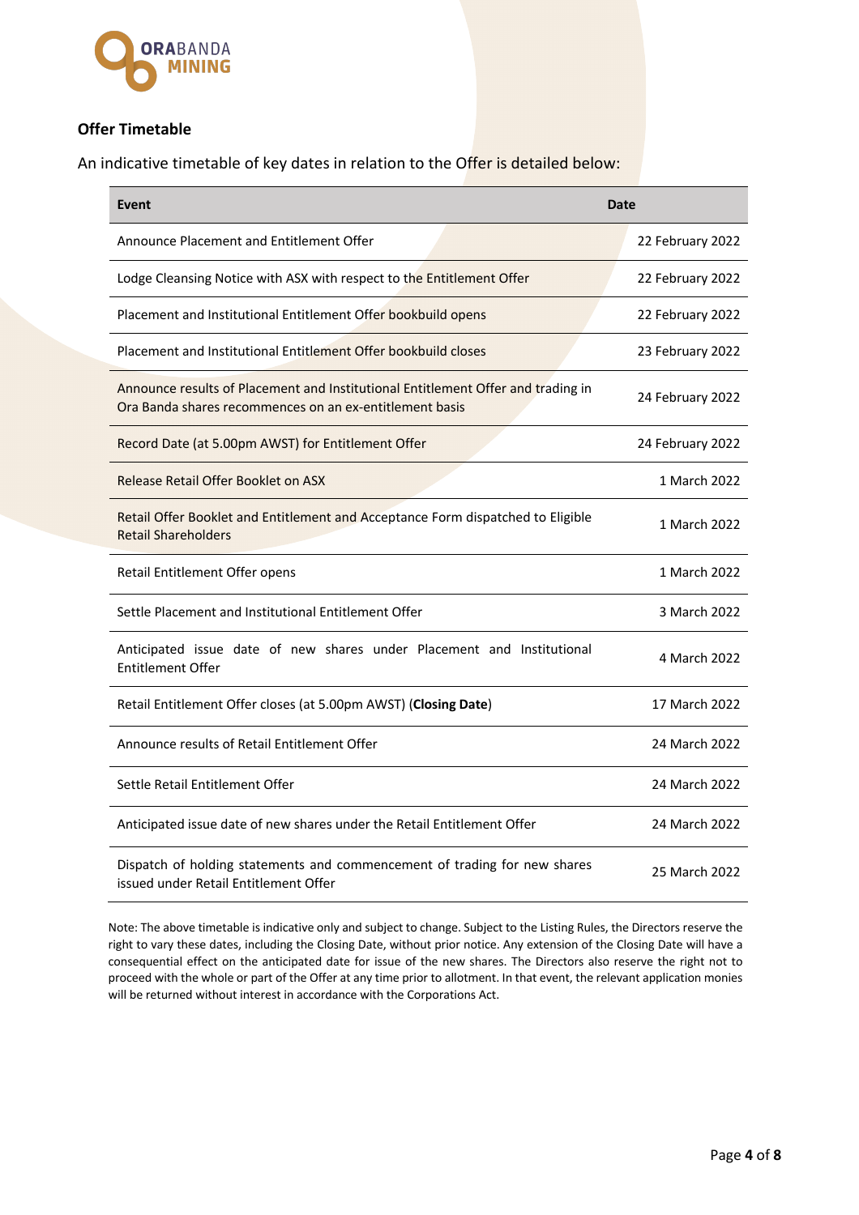## Offer Timetable

An indicative timetable of key dates in relation to the Offer is detailed below:

| Event | Date |
|---|---|
| Announce Placement and Entitlement Offer | 22 February 2022 |
| Lodge Cleansing Notice with ASX with respect to the Entitlement Offer | 22 February 2022 |
| Placement and Institutional Entitlement Offer bookbuild opens | 22 February 2022 |
| Placement and Institutional Entitlement Offer bookbuild closes | 23 February 2022 |
| Announce results of Placement and Institutional Entitlement Offer and trading in Ora Banda shares recommences on an ex-entitlement basis | 24 February 2022 |
| Record Date (at 5.00pm AWST) for Entitlement Offer | 24 February 2022 |
| Release Retail Offer Booklet on ASX | 1 March 2022 |
| Retail Offer Booklet and Entitlement and Acceptance Form dispatched to Eligible Retail Shareholders | 1 March 2022 |
| Retail Entitlement Offer opens | 1 March 2022 |
| Settle Placement and Institutional Entitlement Offer | 3 March 2022 |
| Anticipated issue date of new shares under Placement and Institutional Entitlement Offer | 4 March 2022 |
| Retail Entitlement Offer closes (at 5.00pm AWST) (**Closing Date**) | 17 March 2022 |
| Announce results of Retail Entitlement Offer | 24 March 2022 |
| Settle Retail Entitlement Offer | 24 March 2022 |
| Anticipated issue date of new shares under the Retail Entitlement Offer | 24 March 2022 |
| Dispatch of holding statements and commencement of trading for new shares issued under Retail Entitlement Offer | 25 March 2022 |

Note: The above timetable is indicative only and subject to change. Subject to the Listing Rules, the Directors reserve the right to vary these dates, including the Closing Date, without prior notice. Any extension of the Closing Date will have a consequential effect on the anticipated date for issue of the new shares. The Directors also reserve the right not to proceed with the whole or part of the Offer at any time prior to allotment. In that event, the relevant application monies will be returned without interest in accordance with the Corporations Act.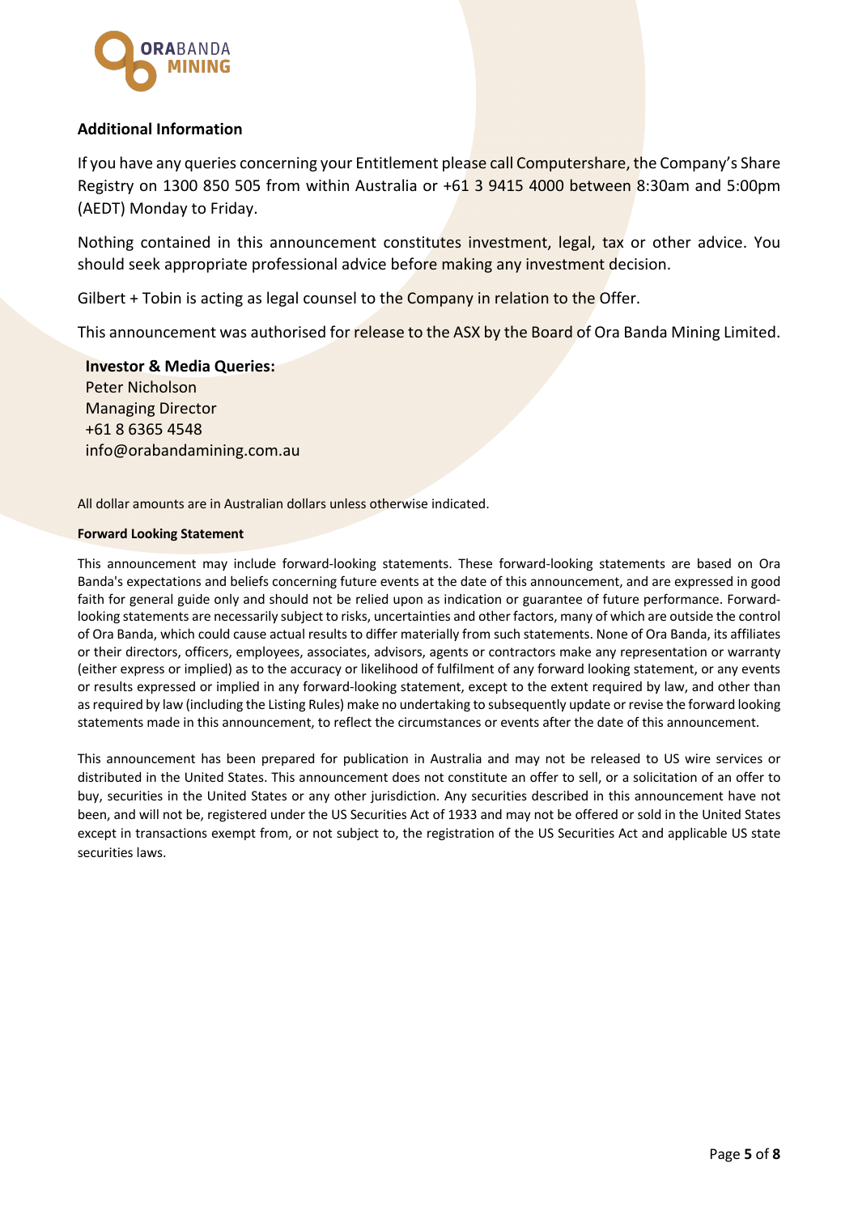## Additional Information

If you have any queries concerning your Entitlement please call Computershare, the Company's Share Registry on 1300 850 505 from within Australia or +61 3 9415 4000 between 8:30am and 5:00pm (AEDT) Monday to Friday.

Nothing contained in this announcement constitutes investment, legal, tax or other advice. You should seek appropriate professional advice before making any investment decision.

Gilbert + Tobin is acting as legal counsel to the Company in relation to the Offer.

This announcement was authorised for release to the ASX by the Board of Ora Banda Mining Limited.

**Investor & Media Queries:**
Peter Nicholson
Managing Director
+61 8 6365 4548
info@orabandamining.com.au

All dollar amounts are in Australian dollars unless otherwise indicated.

**Forward Looking Statement**

This announcement may include forward-looking statements. These forward-looking statements are based on Ora Banda's expectations and beliefs concerning future events at the date of this announcement, and are expressed in good faith for general guide only and should not be relied upon as indication or guarantee of future performance. Forward-looking statements are necessarily subject to risks, uncertainties and other factors, many of which are outside the control of Ora Banda, which could cause actual results to differ materially from such statements. None of Ora Banda, its affiliates or their directors, officers, employees, associates, advisors, agents or contractors make any representation or warranty (either express or implied) as to the accuracy or likelihood of fulfilment of any forward looking statement, or any events or results expressed or implied in any forward-looking statement, except to the extent required by law, and other than as required by law (including the Listing Rules) make no undertaking to subsequently update or revise the forward looking statements made in this announcement, to reflect the circumstances or events after the date of this announcement.

This announcement has been prepared for publication in Australia and may not be released to US wire services or distributed in the United States. This announcement does not constitute an offer to sell, or a solicitation of an offer to buy, securities in the United States or any other jurisdiction. Any securities described in this announcement have not been, and will not be, registered under the US Securities Act of 1933 and may not be offered or sold in the United States except in transactions exempt from, or not subject to, the registration of the US Securities Act and applicable US state securities laws.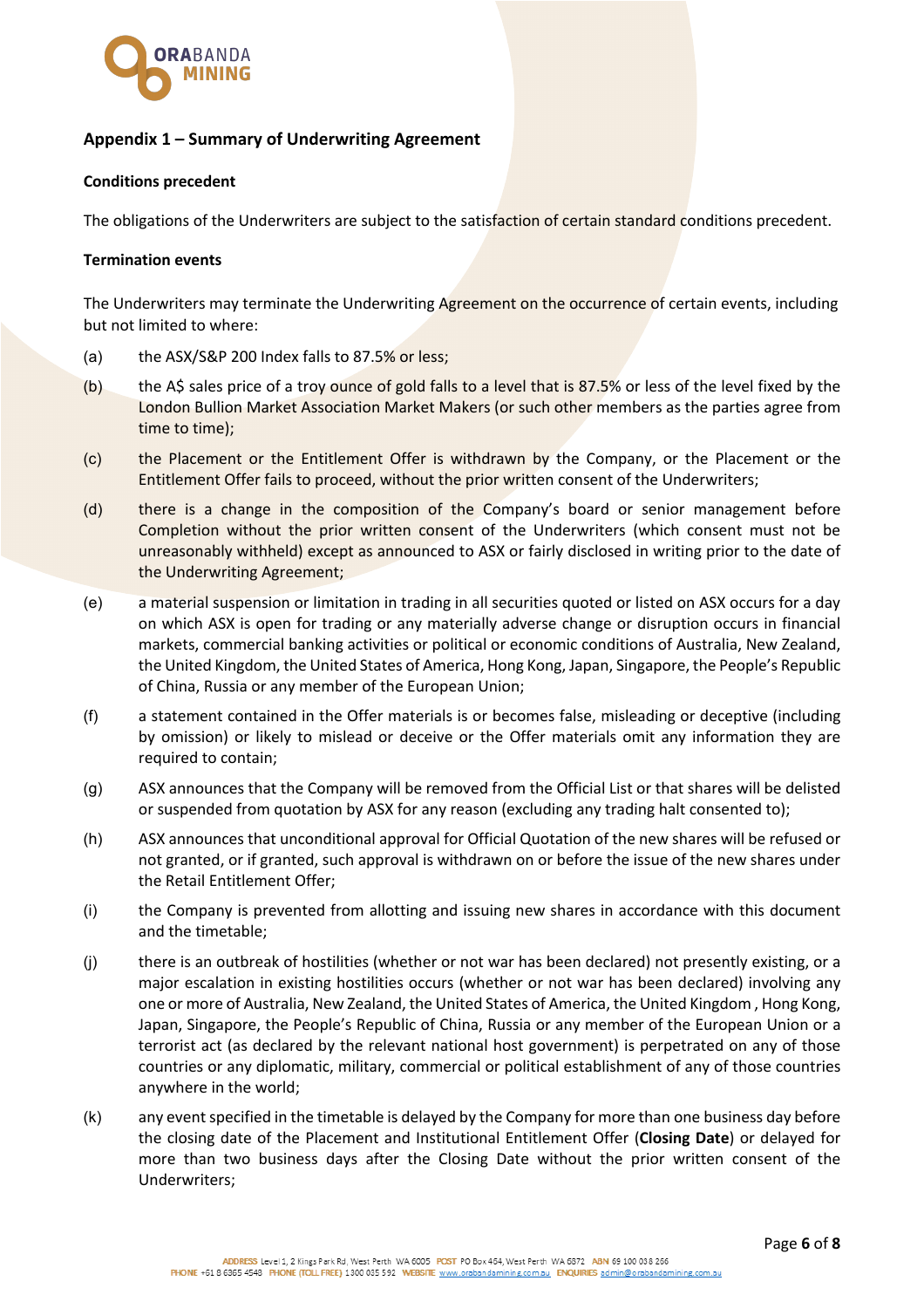## Appendix 1 – Summary of Underwriting Agreement

**Conditions precedent**

The obligations of the Underwriters are subject to the satisfaction of certain standard conditions precedent.

**Termination events**

The Underwriters may terminate the Underwriting Agreement on the occurrence of certain events, including but not limited to where:

(a) the ASX/S&P 200 Index falls to 87.5% or less;

(b) the A$ sales price of a troy ounce of gold falls to a level that is 87.5% or less of the level fixed by the London Bullion Market Association Market Makers (or such other members as the parties agree from time to time);

(c) the Placement or the Entitlement Offer is withdrawn by the Company, or the Placement or the Entitlement Offer fails to proceed, without the prior written consent of the Underwriters;

(d) there is a change in the composition of the Company's board or senior management before Completion without the prior written consent of the Underwriters (which consent must not be unreasonably withheld) except as announced to ASX or fairly disclosed in writing prior to the date of the Underwriting Agreement;

(e) a material suspension or limitation in trading in all securities quoted or listed on ASX occurs for a day on which ASX is open for trading or any materially adverse change or disruption occurs in financial markets, commercial banking activities or political or economic conditions of Australia, New Zealand, the United Kingdom, the United States of America, Hong Kong, Japan, Singapore, the People's Republic of China, Russia or any member of the European Union;

(f) a statement contained in the Offer materials is or becomes false, misleading or deceptive (including by omission) or likely to mislead or deceive or the Offer materials omit any information they are required to contain;

(g) ASX announces that the Company will be removed from the Official List or that shares will be delisted or suspended from quotation by ASX for any reason (excluding any trading halt consented to);

(h) ASX announces that unconditional approval for Official Quotation of the new shares will be refused or not granted, or if granted, such approval is withdrawn on or before the issue of the new shares under the Retail Entitlement Offer;

(i) the Company is prevented from allotting and issuing new shares in accordance with this document and the timetable;

(j) there is an outbreak of hostilities (whether or not war has been declared) not presently existing, or a major escalation in existing hostilities occurs (whether or not war has been declared) involving any one or more of Australia, New Zealand, the United States of America, the United Kingdom , Hong Kong, Japan, Singapore, the People's Republic of China, Russia or any member of the European Union or a terrorist act (as declared by the relevant national host government) is perpetrated on any of those countries or any diplomatic, military, commercial or political establishment of any of those countries anywhere in the world;

(k) any event specified in the timetable is delayed by the Company for more than one business day before the closing date of the Placement and Institutional Entitlement Offer (**Closing Date**) or delayed for more than two business days after the Closing Date without the prior written consent of the Underwriters;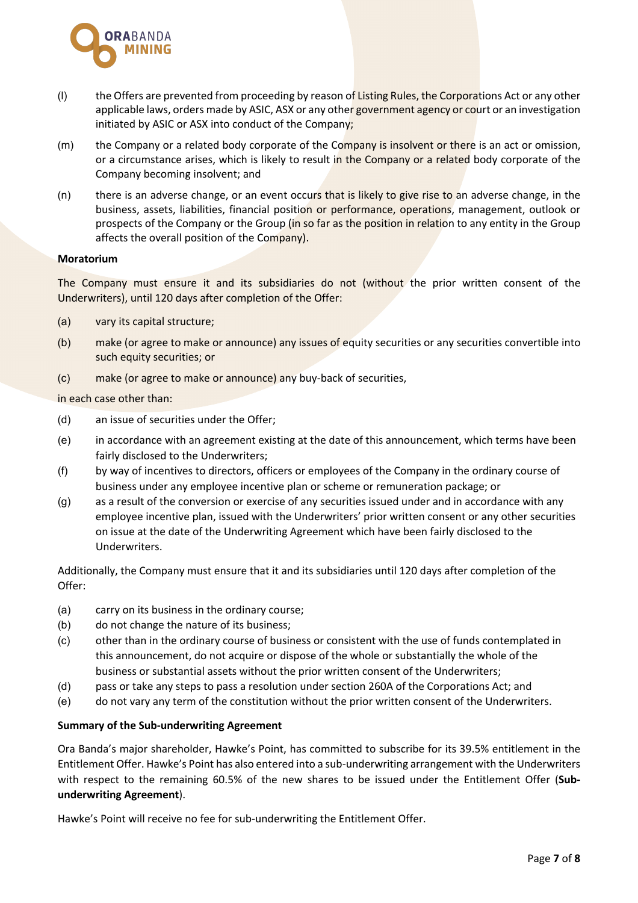(l) the Offers are prevented from proceeding by reason of Listing Rules, the Corporations Act or any other applicable laws, orders made by ASIC, ASX or any other government agency or court or an investigation initiated by ASIC or ASX into conduct of the Company;

(m) the Company or a related body corporate of the Company is insolvent or there is an act or omission, or a circumstance arises, which is likely to result in the Company or a related body corporate of the Company becoming insolvent; and

(n) there is an adverse change, or an event occurs that is likely to give rise to an adverse change, in the business, assets, liabilities, financial position or performance, operations, management, outlook or prospects of the Company or the Group (in so far as the position in relation to any entity in the Group affects the overall position of the Company).

**Moratorium**

The Company must ensure it and its subsidiaries do not (without the prior written consent of the Underwriters), until 120 days after completion of the Offer:

(a) vary its capital structure;

(b) make (or agree to make or announce) any issues of equity securities or any securities convertible into such equity securities; or

(c) make (or agree to make or announce) any buy-back of securities,

in each case other than:

(d) an issue of securities under the Offer;

(e) in accordance with an agreement existing at the date of this announcement, which terms have been fairly disclosed to the Underwriters;

(f) by way of incentives to directors, officers or employees of the Company in the ordinary course of business under any employee incentive plan or scheme or remuneration package; or

(g) as a result of the conversion or exercise of any securities issued under and in accordance with any employee incentive plan, issued with the Underwriters' prior written consent or any other securities on issue at the date of the Underwriting Agreement which have been fairly disclosed to the Underwriters.

Additionally, the Company must ensure that it and its subsidiaries until 120 days after completion of the Offer:

(a) carry on its business in the ordinary course;

(b) do not change the nature of its business;

(c) other than in the ordinary course of business or consistent with the use of funds contemplated in this announcement, do not acquire or dispose of the whole or substantially the whole of the business or substantial assets without the prior written consent of the Underwriters;

(d) pass or take any steps to pass a resolution under section 260A of the Corporations Act; and

(e) do not vary any term of the constitution without the prior written consent of the Underwriters.

**Summary of the Sub-underwriting Agreement**

Ora Banda's major shareholder, Hawke's Point, has committed to subscribe for its 39.5% entitlement in the Entitlement Offer. Hawke's Point has also entered into a sub-underwriting arrangement with the Underwriters with respect to the remaining 60.5% of the new shares to be issued under the Entitlement Offer (**Sub-underwriting Agreement**).

Hawke's Point will receive no fee for sub-underwriting the Entitlement Offer.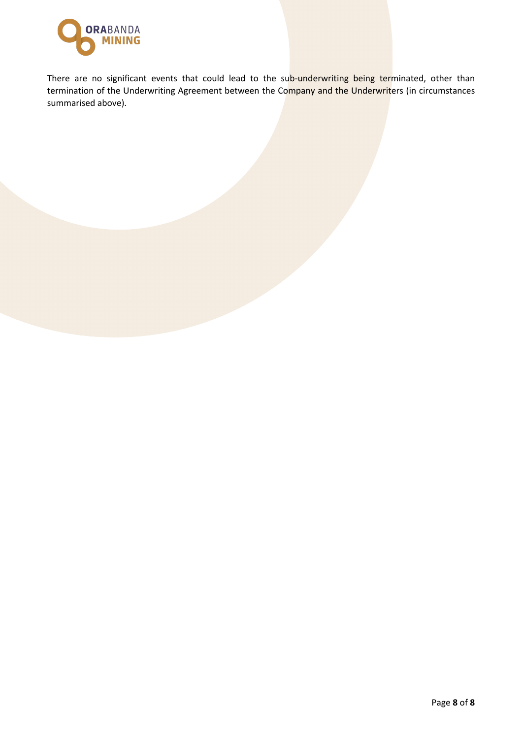There are no significant events that could lead to the sub-underwriting being terminated, other than termination of the Underwriting Agreement between the Company and the Underwriters (in circumstances summarised above).